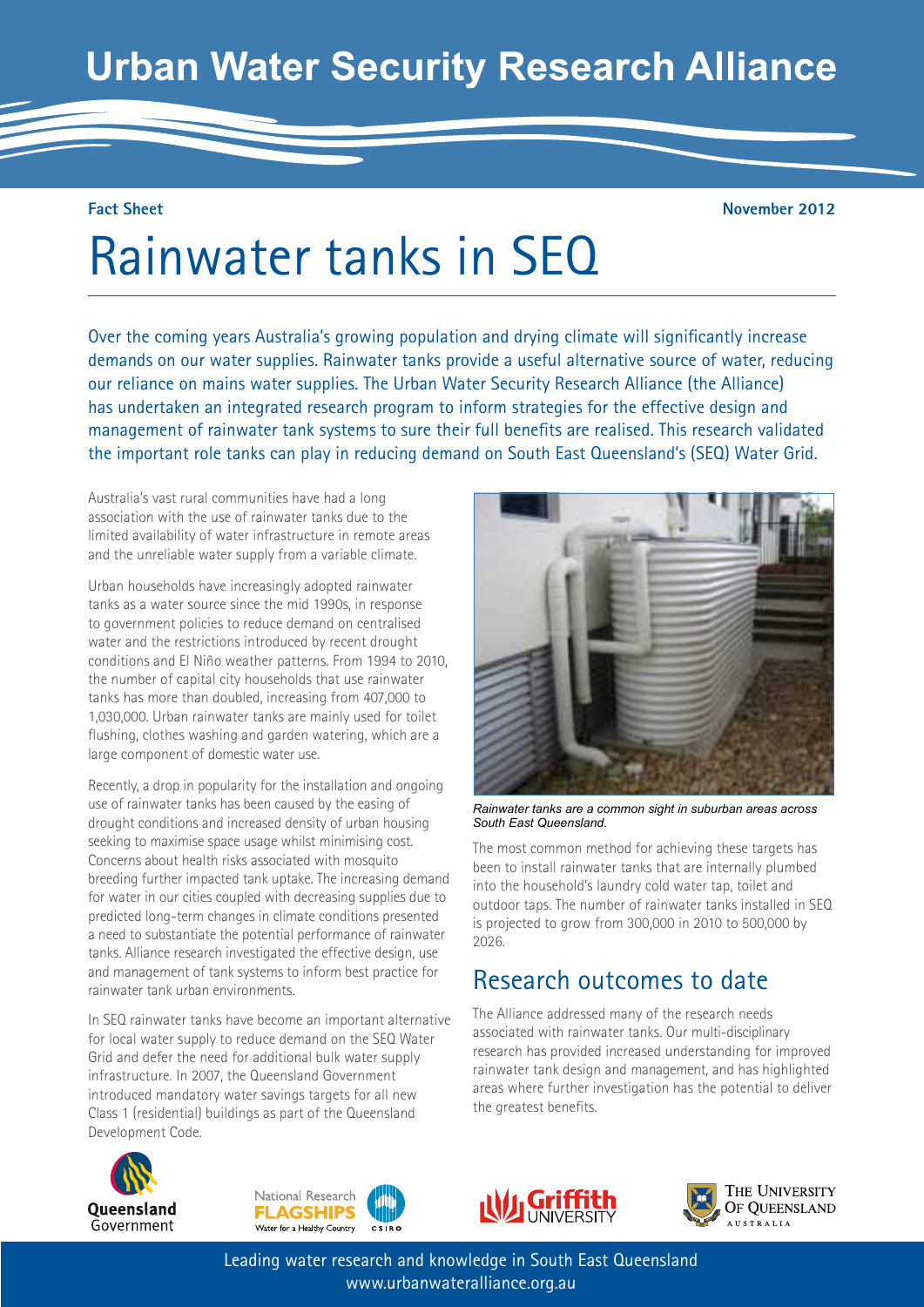# Urban Water Security Research Alliance

**Fact Sheet** **November 2012**

# Rainwater tanks in SEQ

Over the coming years Australia's growing population and drying climate will significantly increase demands on our water supplies. Rainwater tanks provide a useful alternative source of water, reducing our reliance on mains water supplies. The Urban Water Security Research Alliance (the Alliance) has undertaken an integrated research program to inform strategies for the effective design and management of rainwater tank systems to sure their full benefits are realised. This research validated the important role tanks can play in reducing demand on South East Queensland's (SEQ) Water Grid.

Australia's vast rural communities have had a long association with the use of rainwater tanks due to the limited availability of water infrastructure in remote areas and the unreliable water supply from a variable climate.

Urban households have increasingly adopted rainwater tanks as a water source since the mid 1990s, in response to government policies to reduce demand on centralised water and the restrictions introduced by recent drought conditions and El Niño weather patterns. From 1994 to 2010, the number of capital city households that use rainwater tanks has more than doubled, increasing from 407,000 to 1,030,000. Urban rainwater tanks are mainly used for toilet flushing, clothes washing and garden watering, which are a large component of domestic water use.

Recently, a drop in popularity for the installation and ongoing use of rainwater tanks has been caused by the easing of drought conditions and increased density of urban housing seeking to maximise space usage whilst minimising cost. Concerns about health risks associated with mosquito breeding further impacted tank uptake. The increasing demand for water in our cities coupled with decreasing supplies due to predicted long-term changes in climate conditions presented a need to substantiate the potential performance of rainwater tanks. Alliance research investigated the effective design, use and management of tank systems to inform best practice for rainwater tank urban environments.

In SEQ rainwater tanks have become an important alternative for local water supply to reduce demand on the SEQ Water Grid and defer the need for additional bulk water supply infrastructure. In 2007, the Queensland Government introduced mandatory water savings targets for all new Class 1 (residential) buildings as part of the Queensland Development Code.

*Rainwater tanks are a common sight in suburban areas across South East Queensland.*

The most common method for achieving these targets has been to install rainwater tanks that are internally plumbed into the household's laundry cold water tap, toilet and outdoor taps. The number of rainwater tanks installed in SEQ is projected to grow from 300,000 in 2010 to 500,000 by 2026.

## Research outcomes to date

The Alliance addressed many of the research needs associated with rainwater tanks. Our multi-disciplinary research has provided increased understanding for improved rainwater tank design and management, and has highlighted areas where further investigation has the potential to deliver the greatest benefits.

Queensland Government | National Research FLAGSHIPS Water for a Healthy Country | CSIRO | Griffith University | The University of Queensland Australia

Leading water research and knowledge in South East Queensland
www.urbanwateralliance.org.au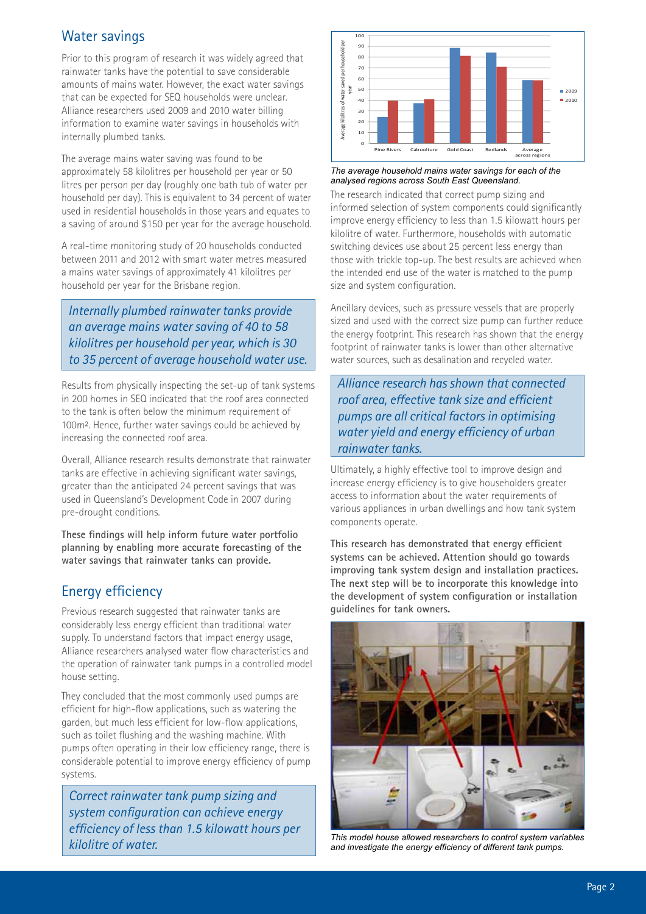## Water savings

Prior to this program of research it was widely agreed that rainwater tanks have the potential to save considerable amounts of mains water. However, the exact water savings that can be expected for SEQ households were unclear. Alliance researchers used 2009 and 2010 water billing information to examine water savings in households with internally plumbed tanks.

The average mains water saving was found to be approximately 58 kilolitres per household per year or 50 litres per person per day (roughly one bath tub of water per household per day). This is equivalent to 34 percent of water used in residential households in those years and equates to a saving of around $150 per year for the average household.

A real-time monitoring study of 20 households conducted between 2011 and 2012 with smart water metres measured a mains water savings of approximately 41 kilolitres per household per year for the Brisbane region.

*Internally plumbed rainwater tanks provide an average mains water saving of 40 to 58 kilolitres per household per year, which is 30 to 35 percent of average household water use.*

Results from physically inspecting the set-up of tank systems in 200 homes in SEQ indicated that the roof area connected to the tank is often below the minimum requirement of 100m². Hence, further water savings could be achieved by increasing the connected roof area.

Overall, Alliance research results demonstrate that rainwater tanks are effective in achieving significant water savings, greater than the anticipated 24 percent savings that was used in Queensland's Development Code in 2007 during pre-drought conditions.

**These findings will help inform future water portfolio planning by enabling more accurate forecasting of the water savings that rainwater tanks can provide.**

## Energy efficiency

Previous research suggested that rainwater tanks are considerably less energy efficient than traditional water supply. To understand factors that impact energy usage, Alliance researchers analysed water flow characteristics and the operation of rainwater tank pumps in a controlled model house setting.

They concluded that the most commonly used pumps are efficient for high-flow applications, such as watering the garden, but much less efficient for low-flow applications, such as toilet flushing and the washing machine. With pumps often operating in their low efficiency range, there is considerable potential to improve energy efficiency of pump systems.

*Correct rainwater tank pump sizing and system configuration can achieve energy efficiency of less than 1.5 kilowatt hours per kilolitre of water.*

| Region | 2009 | 2010 |
|---|---|---|
| Pine Rivers | 24 | 39 |
| Caboolture | 37 | 41 |
| Gold Coast | 88 | 81 |
| Redlands | 84 | 71 |
| Average across regions | 59 | 58 |

*The average household mains water savings for each of the analysed regions across South East Queensland.*

The research indicated that correct pump sizing and informed selection of system components could significantly improve energy efficiency to less than 1.5 kilowatt hours per kilolitre of water. Furthermore, households with automatic switching devices use about 25 percent less energy than those with trickle top-up. The best results are achieved when the intended end use of the water is matched to the pump size and system configuration.

Ancillary devices, such as pressure vessels that are properly sized and used with the correct size pump can further reduce the energy footprint. This research has shown that the energy footprint of rainwater tanks is lower than other alternative water sources, such as desalination and recycled water.

*Alliance research has shown that connected roof area, effective tank size and efficient pumps are all critical factors in optimising water yield and energy efficiency of urban rainwater tanks.*

Ultimately, a highly effective tool to improve design and increase energy efficiency is to give householders greater access to information about the water requirements of various appliances in urban dwellings and how tank system components operate.

**This research has demonstrated that energy efficient systems can be achieved. Attention should go towards improving tank system design and installation practices. The next step will be to incorporate this knowledge into the development of system configuration or installation guidelines for tank owners.**

*This model house allowed researchers to control system variables and investigate the energy efficiency of different tank pumps.*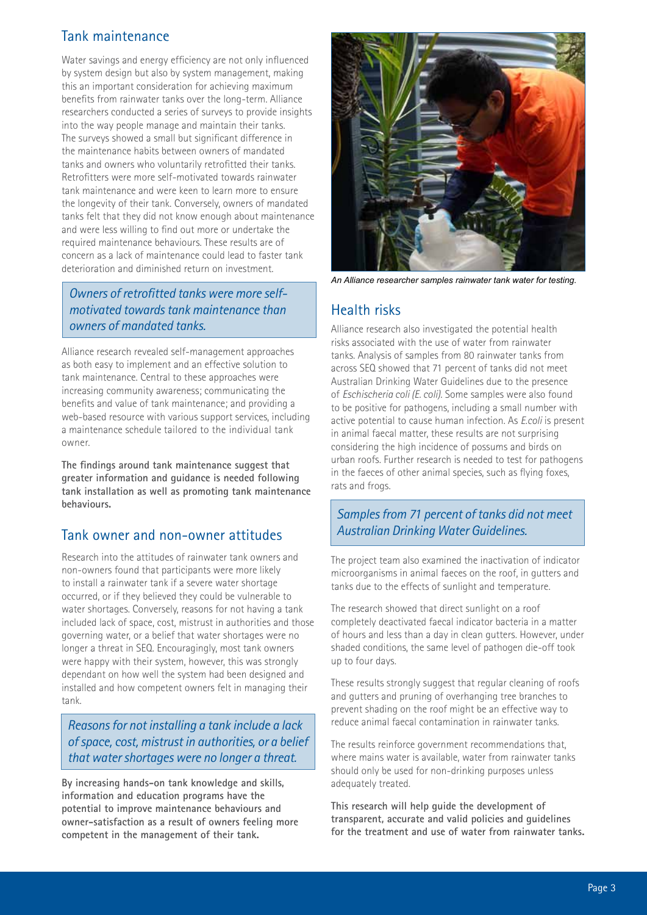## Tank maintenance

Water savings and energy efficiency are not only influenced by system design but also by system management, making this an important consideration for achieving maximum benefits from rainwater tanks over the long-term. Alliance researchers conducted a series of surveys to provide insights into the way people manage and maintain their tanks. The surveys showed a small but significant difference in the maintenance habits between owners of mandated tanks and owners who voluntarily retrofitted their tanks. Retrofitters were more self-motivated towards rainwater tank maintenance and were keen to learn more to ensure the longevity of their tank. Conversely, owners of mandated tanks felt that they did not know enough about maintenance and were less willing to find out more or undertake the required maintenance behaviours. These results are of concern as a lack of maintenance could lead to faster tank deterioration and diminished return on investment.

*Owners of retrofitted tanks were more self-motivated towards tank maintenance than owners of mandated tanks.*

Alliance research revealed self-management approaches as both easy to implement and an effective solution to tank maintenance. Central to these approaches were increasing community awareness; communicating the benefits and value of tank maintenance; and providing a web-based resource with various support services, including a maintenance schedule tailored to the individual tank owner.

**The findings around tank maintenance suggest that greater information and guidance is needed following tank installation as well as promoting tank maintenance behaviours.**

## Tank owner and non-owner attitudes

Research into the attitudes of rainwater tank owners and non-owners found that participants were more likely to install a rainwater tank if a severe water shortage occurred, or if they believed they could be vulnerable to water shortages. Conversely, reasons for not having a tank included lack of space, cost, mistrust in authorities and those governing water, or a belief that water shortages were no longer a threat in SEQ. Encouragingly, most tank owners were happy with their system, however, this was strongly dependant on how well the system had been designed and installed and how competent owners felt in managing their tank.

*Reasons for not installing a tank include a lack of space, cost, mistrust in authorities, or a belief that water shortages were no longer a threat.*

**By increasing hands-on tank knowledge and skills, information and education programs have the potential to improve maintenance behaviours and owner-satisfaction as a result of owners feeling more competent in the management of their tank.**

*An Alliance researcher samples rainwater tank water for testing.*

## Health risks

Alliance research also investigated the potential health risks associated with the use of water from rainwater tanks. Analysis of samples from 80 rainwater tanks from across SEQ showed that 71 percent of tanks did not meet Australian Drinking Water Guidelines due to the presence of *Eschischeria coli (E. coli)*. Some samples were also found to be positive for pathogens, including a small number with active potential to cause human infection. As *E.coli* is present in animal faecal matter, these results are not surprising considering the high incidence of possums and birds on urban roofs. Further research is needed to test for pathogens in the faeces of other animal species, such as flying foxes, rats and frogs.

*Samples from 71 percent of tanks did not meet Australian Drinking Water Guidelines.*

The project team also examined the inactivation of indicator microorganisms in animal faeces on the roof, in gutters and tanks due to the effects of sunlight and temperature.

The research showed that direct sunlight on a roof completely deactivated faecal indicator bacteria in a matter of hours and less than a day in clean gutters. However, under shaded conditions, the same level of pathogen die-off took up to four days.

These results strongly suggest that regular cleaning of roofs and gutters and pruning of overhanging tree branches to prevent shading on the roof might be an effective way to reduce animal faecal contamination in rainwater tanks.

The results reinforce government recommendations that, where mains water is available, water from rainwater tanks should only be used for non-drinking purposes unless adequately treated.

**This research will help guide the development of transparent, accurate and valid policies and guidelines for the treatment and use of water from rainwater tanks.**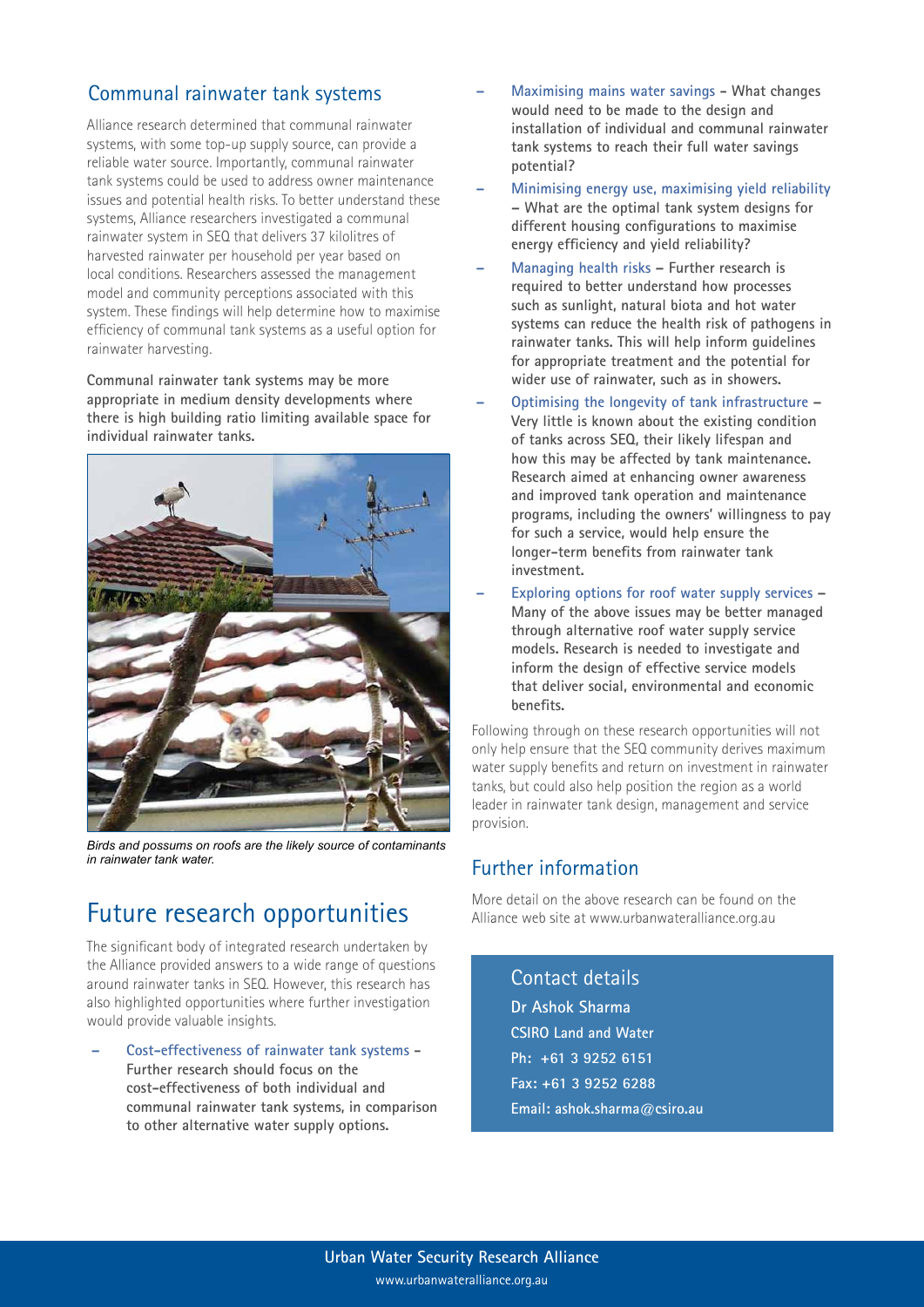## Communal rainwater tank systems

Alliance research determined that communal rainwater systems, with some top-up supply source, can provide a reliable water source. Importantly, communal rainwater tank systems could be used to address owner maintenance issues and potential health risks. To better understand these systems, Alliance researchers investigated a communal rainwater system in SEQ that delivers 37 kilolitres of harvested rainwater per household per year based on local conditions. Researchers assessed the management model and community perceptions associated with this system. These findings will help determine how to maximise efficiency of communal tank systems as a useful option for rainwater harvesting.

**Communal rainwater tank systems may be more appropriate in medium density developments where there is high building ratio limiting available space for individual rainwater tanks.**

*Birds and possums on roofs are the likely source of contaminants in rainwater tank water.*

# Future research opportunities

The significant body of integrated research undertaken by the Alliance provided answers to a wide range of questions around rainwater tanks in SEQ. However, this research has also highlighted opportunities where further investigation would provide valuable insights.

- Cost-effectiveness of rainwater tank systems – **Further research should focus on the cost-effectiveness of both individual and communal rainwater tank systems, in comparison to other alternative water supply options.**
- Maximising mains water savings – **What changes would need to be made to the design and installation of individual and communal rainwater tank systems to reach their full water savings potential?**
- Minimising energy use, maximising yield reliability – **What are the optimal tank system designs for different housing configurations to maximise energy efficiency and yield reliability?**
- Managing health risks – **Further research is required to better understand how processes such as sunlight, natural biota and hot water systems can reduce the health risk of pathogens in rainwater tanks. This will help inform guidelines for appropriate treatment and the potential for wider use of rainwater, such as in showers.**
- Optimising the longevity of tank infrastructure – **Very little is known about the existing condition of tanks across SEQ, their likely lifespan and how this may be affected by tank maintenance. Research aimed at enhancing owner awareness and improved tank operation and maintenance programs, including the owners' willingness to pay for such a service, would help ensure the longer-term benefits from rainwater tank investment.**
- Exploring options for roof water supply services – **Many of the above issues may be better managed through alternative roof water supply service models. Research is needed to investigate and inform the design of effective service models that deliver social, environmental and economic benefits.**

Following through on these research opportunities will not only help ensure that the SEQ community derives maximum water supply benefits and return on investment in rainwater tanks, but could also help position the region as a world leader in rainwater tank design, management and service provision.

## Further information

More detail on the above research can be found on the Alliance web site at www.urbanwateralliance.org.au

### Contact details

**Dr Ashok Sharma**
**CSIRO Land and Water**
**Ph: +61 3 9252 6151**
**Fax: +61 3 9252 6288**
**Email: ashok.sharma@csiro.au**

**Urban Water Security Research Alliance**
www.urbanwateralliance.org.au